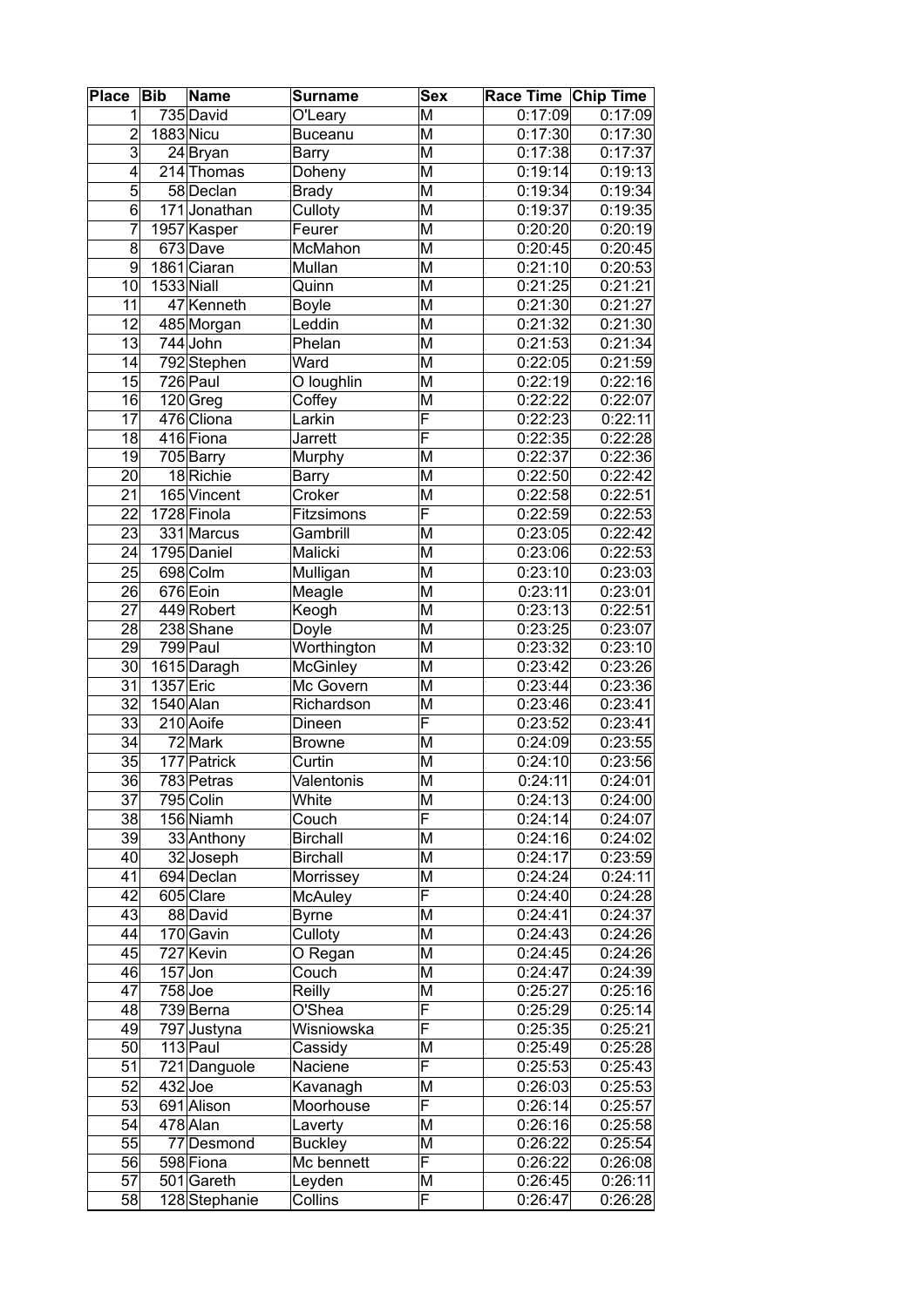| Place | Bib | Name | Surname | Sex | Race Time | Chip Time |
|---|---|---|---|---|---|---|
| 1 | 735 | David | O'Leary | M | 0:17:09 | 0:17:09 |
| 2 | 1883 | Nicu | Buceanu | M | 0:17:30 | 0:17:30 |
| 3 | 24 | Bryan | Barry | M | 0:17:38 | 0:17:37 |
| 4 | 214 | Thomas | Doheny | M | 0:19:14 | 0:19:13 |
| 5 | 58 | Declan | Brady | M | 0:19:34 | 0:19:34 |
| 6 | 171 | Jonathan | Culloty | M | 0:19:37 | 0:19:35 |
| 7 | 1957 | Kasper | Feurer | M | 0:20:20 | 0:20:19 |
| 8 | 673 | Dave | McMahon | M | 0:20:45 | 0:20:45 |
| 9 | 1861 | Ciaran | Mullan | M | 0:21:10 | 0:20:53 |
| 10 | 1533 | Niall | Quinn | M | 0:21:25 | 0:21:21 |
| 11 | 47 | Kenneth | Boyle | M | 0:21:30 | 0:21:27 |
| 12 | 485 | Morgan | Leddin | M | 0:21:32 | 0:21:30 |
| 13 | 744 | John | Phelan | M | 0:21:53 | 0:21:34 |
| 14 | 792 | Stephen | Ward | M | 0:22:05 | 0:21:59 |
| 15 | 726 | Paul | O loughlin | M | 0:22:19 | 0:22:16 |
| 16 | 120 | Greg | Coffey | M | 0:22:22 | 0:22:07 |
| 17 | 476 | Cliona | Larkin | F | 0:22:23 | 0:22:11 |
| 18 | 416 | Fiona | Jarrett | F | 0:22:35 | 0:22:28 |
| 19 | 705 | Barry | Murphy | M | 0:22:37 | 0:22:36 |
| 20 | 18 | Richie | Barry | M | 0:22:50 | 0:22:42 |
| 21 | 165 | Vincent | Croker | M | 0:22:58 | 0:22:51 |
| 22 | 1728 | Finola | Fitzsimons | F | 0:22:59 | 0:22:53 |
| 23 | 331 | Marcus | Gambrill | M | 0:23:05 | 0:22:42 |
| 24 | 1795 | Daniel | Malicki | M | 0:23:06 | 0:22:53 |
| 25 | 698 | Colm | Mulligan | M | 0:23:10 | 0:23:03 |
| 26 | 676 | Eoin | Meagle | M | 0:23:11 | 0:23:01 |
| 27 | 449 | Robert | Keogh | M | 0:23:13 | 0:22:51 |
| 28 | 238 | Shane | Doyle | M | 0:23:25 | 0:23:07 |
| 29 | 799 | Paul | Worthington | M | 0:23:32 | 0:23:10 |
| 30 | 1615 | Daragh | McGinley | M | 0:23:42 | 0:23:26 |
| 31 | 1357 | Eric | Mc Govern | M | 0:23:44 | 0:23:36 |
| 32 | 1540 | Alan | Richardson | M | 0:23:46 | 0:23:41 |
| 33 | 210 | Aoife | Dineen | F | 0:23:52 | 0:23:41 |
| 34 | 72 | Mark | Browne | M | 0:24:09 | 0:23:55 |
| 35 | 177 | Patrick | Curtin | M | 0:24:10 | 0:23:56 |
| 36 | 783 | Petras | Valentonis | M | 0:24:11 | 0:24:01 |
| 37 | 795 | Colin | White | M | 0:24:13 | 0:24:00 |
| 38 | 156 | Niamh | Couch | F | 0:24:14 | 0:24:07 |
| 39 | 33 | Anthony | Birchall | M | 0:24:16 | 0:24:02 |
| 40 | 32 | Joseph | Birchall | M | 0:24:17 | 0:23:59 |
| 41 | 694 | Declan | Morrissey | M | 0:24:24 | 0:24:11 |
| 42 | 605 | Clare | McAuley | F | 0:24:40 | 0:24:28 |
| 43 | 88 | David | Byrne | M | 0:24:41 | 0:24:37 |
| 44 | 170 | Gavin | Culloty | M | 0:24:43 | 0:24:26 |
| 45 | 727 | Kevin | O Regan | M | 0:24:45 | 0:24:26 |
| 46 | 157 | Jon | Couch | M | 0:24:47 | 0:24:39 |
| 47 | 758 | Joe | Reilly | M | 0:25:27 | 0:25:16 |
| 48 | 739 | Berna | O'Shea | F | 0:25:29 | 0:25:14 |
| 49 | 797 | Justyna | Wisniowska | F | 0:25:35 | 0:25:21 |
| 50 | 113 | Paul | Cassidy | M | 0:25:49 | 0:25:28 |
| 51 | 721 | Danguole | Naciene | F | 0:25:53 | 0:25:43 |
| 52 | 432 | Joe | Kavanagh | M | 0:26:03 | 0:25:53 |
| 53 | 691 | Alison | Moorhouse | F | 0:26:14 | 0:25:57 |
| 54 | 478 | Alan | Laverty | M | 0:26:16 | 0:25:58 |
| 55 | 77 | Desmond | Buckley | M | 0:26:22 | 0:25:54 |
| 56 | 598 | Fiona | Mc bennett | F | 0:26:22 | 0:26:08 |
| 57 | 501 | Gareth | Leyden | M | 0:26:45 | 0:26:11 |
| 58 | 128 | Stephanie | Collins | F | 0:26:47 | 0:26:28 |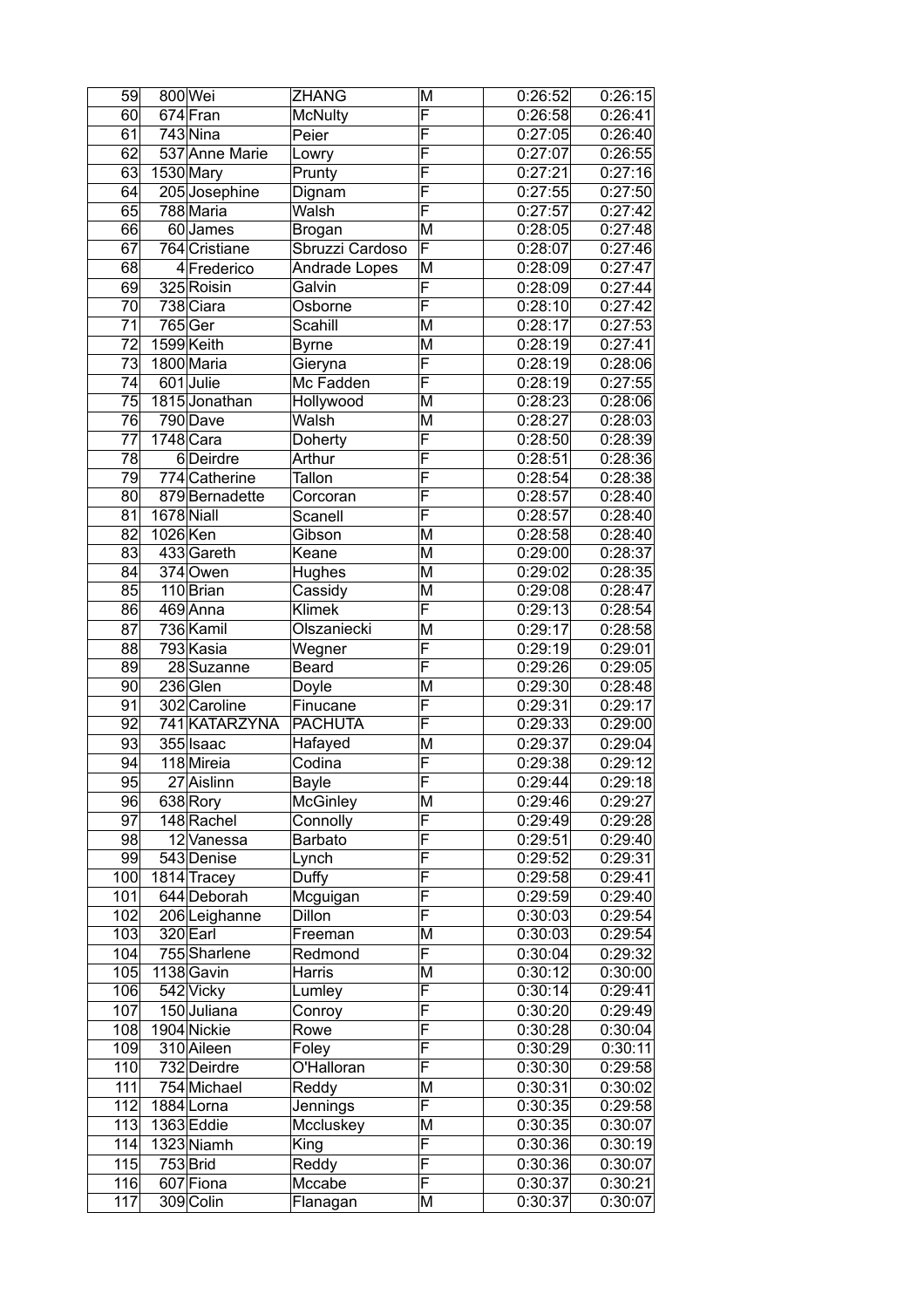| | | | | | | |
|---|---|---|---|---|---|---|
| 59 | 800 | Wei | ZHANG | M | 0:26:52 | 0:26:15 |
| 60 | 674 | Fran | McNulty | F | 0:26:58 | 0:26:41 |
| 61 | 743 | Nina | Peier | F | 0:27:05 | 0:26:40 |
| 62 | 537 | Anne Marie | Lowry | F | 0:27:07 | 0:26:55 |
| 63 | 1530 | Mary | Prunty | F | 0:27:21 | 0:27:16 |
| 64 | 205 | Josephine | Dignam | F | 0:27:55 | 0:27:50 |
| 65 | 788 | Maria | Walsh | F | 0:27:57 | 0:27:42 |
| 66 | 60 | James | Brogan | M | 0:28:05 | 0:27:48 |
| 67 | 764 | Cristiane | Sbruzzi Cardoso | F | 0:28:07 | 0:27:46 |
| 68 | 4 | Frederico | Andrade Lopes | M | 0:28:09 | 0:27:47 |
| 69 | 325 | Roisin | Galvin | F | 0:28:09 | 0:27:44 |
| 70 | 738 | Ciara | Osborne | F | 0:28:10 | 0:27:42 |
| 71 | 765 | Ger | Scahill | M | 0:28:17 | 0:27:53 |
| 72 | 1599 | Keith | Byrne | M | 0:28:19 | 0:27:41 |
| 73 | 1800 | Maria | Gieryna | F | 0:28:19 | 0:28:06 |
| 74 | 601 | Julie | Mc Fadden | F | 0:28:19 | 0:27:55 |
| 75 | 1815 | Jonathan | Hollywood | M | 0:28:23 | 0:28:06 |
| 76 | 790 | Dave | Walsh | M | 0:28:27 | 0:28:03 |
| 77 | 1748 | Cara | Doherty | F | 0:28:50 | 0:28:39 |
| 78 | 6 | Deirdre | Arthur | F | 0:28:51 | 0:28:36 |
| 79 | 774 | Catherine | Tallon | F | 0:28:54 | 0:28:38 |
| 80 | 879 | Bernadette | Corcoran | F | 0:28:57 | 0:28:40 |
| 81 | 1678 | Niall | Scanell | F | 0:28:57 | 0:28:40 |
| 82 | 1026 | Ken | Gibson | M | 0:28:58 | 0:28:40 |
| 83 | 433 | Gareth | Keane | M | 0:29:00 | 0:28:37 |
| 84 | 374 | Owen | Hughes | M | 0:29:02 | 0:28:35 |
| 85 | 110 | Brian | Cassidy | M | 0:29:08 | 0:28:47 |
| 86 | 469 | Anna | Klimek | F | 0:29:13 | 0:28:54 |
| 87 | 736 | Kamil | Olszaniecki | M | 0:29:17 | 0:28:58 |
| 88 | 793 | Kasia | Wegner | F | 0:29:19 | 0:29:01 |
| 89 | 28 | Suzanne | Beard | F | 0:29:26 | 0:29:05 |
| 90 | 236 | Glen | Doyle | M | 0:29:30 | 0:28:48 |
| 91 | 302 | Caroline | Finucane | F | 0:29:31 | 0:29:17 |
| 92 | 741 | KATARZYNA | PACHUTA | F | 0:29:33 | 0:29:00 |
| 93 | 355 | Isaac | Hafayed | M | 0:29:37 | 0:29:04 |
| 94 | 118 | Mireia | Codina | F | 0:29:38 | 0:29:12 |
| 95 | 27 | Aislinn | Bayle | F | 0:29:44 | 0:29:18 |
| 96 | 638 | Rory | McGinley | M | 0:29:46 | 0:29:27 |
| 97 | 148 | Rachel | Connolly | F | 0:29:49 | 0:29:28 |
| 98 | 12 | Vanessa | Barbato | F | 0:29:51 | 0:29:40 |
| 99 | 543 | Denise | Lynch | F | 0:29:52 | 0:29:31 |
| 100 | 1814 | Tracey | Duffy | F | 0:29:58 | 0:29:41 |
| 101 | 644 | Deborah | Mcguigan | F | 0:29:59 | 0:29:40 |
| 102 | 206 | Leighanne | Dillon | F | 0:30:03 | 0:29:54 |
| 103 | 320 | Earl | Freeman | M | 0:30:03 | 0:29:54 |
| 104 | 755 | Sharlene | Redmond | F | 0:30:04 | 0:29:32 |
| 105 | 1138 | Gavin | Harris | M | 0:30:12 | 0:30:00 |
| 106 | 542 | Vicky | Lumley | F | 0:30:14 | 0:29:41 |
| 107 | 150 | Juliana | Conroy | F | 0:30:20 | 0:29:49 |
| 108 | 1904 | Nickie | Rowe | F | 0:30:28 | 0:30:04 |
| 109 | 310 | Aileen | Foley | F | 0:30:29 | 0:30:11 |
| 110 | 732 | Deirdre | O'Halloran | F | 0:30:30 | 0:29:58 |
| 111 | 754 | Michael | Reddy | M | 0:30:31 | 0:30:02 |
| 112 | 1884 | Lorna | Jennings | F | 0:30:35 | 0:29:58 |
| 113 | 1363 | Eddie | Mccluskey | M | 0:30:35 | 0:30:07 |
| 114 | 1323 | Niamh | King | F | 0:30:36 | 0:30:19 |
| 115 | 753 | Brid | Reddy | F | 0:30:36 | 0:30:07 |
| 116 | 607 | Fiona | Mccabe | F | 0:30:37 | 0:30:21 |
| 117 | 309 | Colin | Flanagan | M | 0:30:37 | 0:30:07 |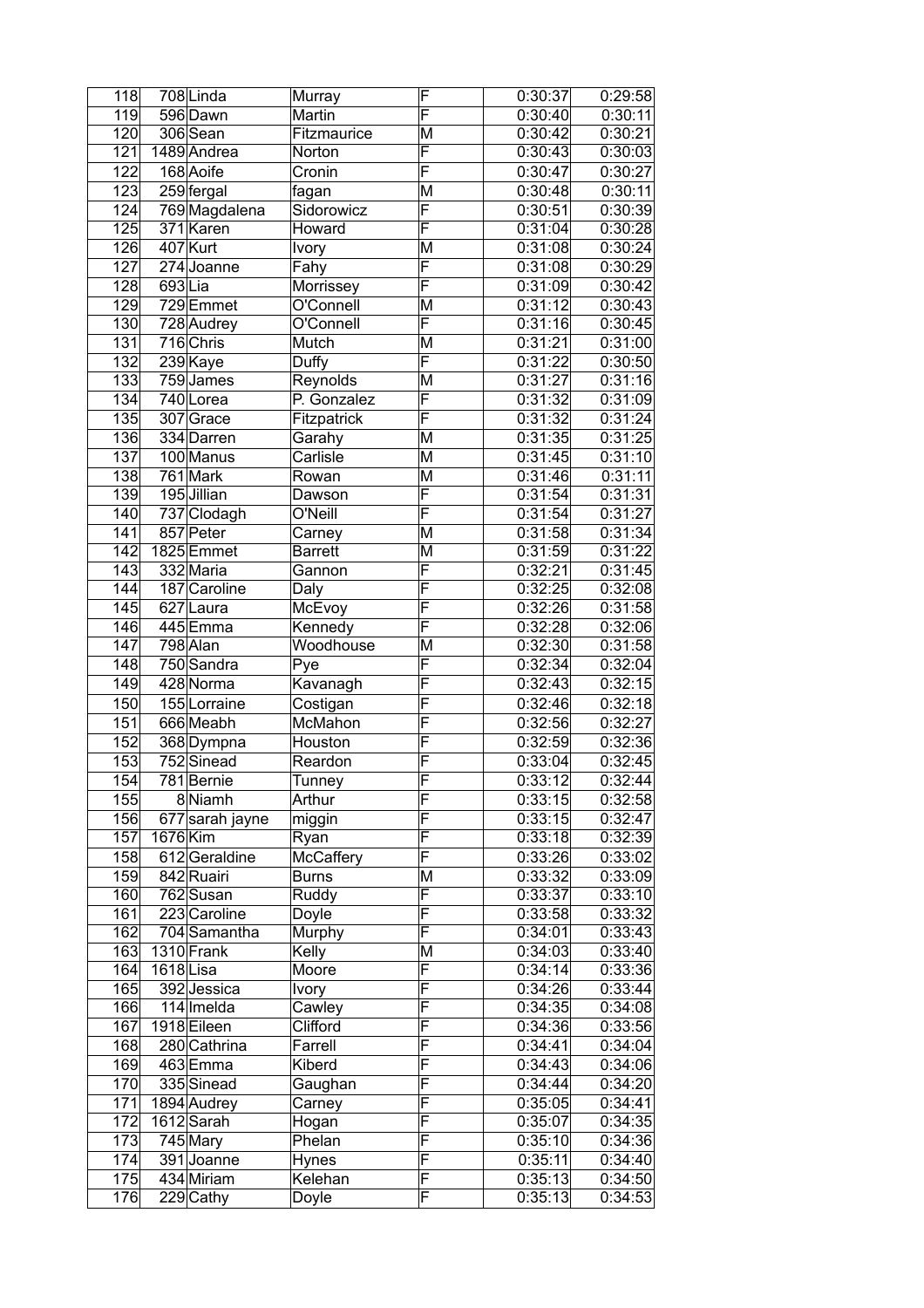| | | | | | | |
|---|---|---|---|---|---|---|
| 118 | 708 | Linda | Murray | F | 0:30:37 | 0:29:58 |
| 119 | 596 | Dawn | Martin | F | 0:30:40 | 0:30:11 |
| 120 | 306 | Sean | Fitzmaurice | M | 0:30:42 | 0:30:21 |
| 121 | 1489 | Andrea | Norton | F | 0:30:43 | 0:30:03 |
| 122 | 168 | Aoife | Cronin | F | 0:30:47 | 0:30:27 |
| 123 | 259 | fergal | fagan | M | 0:30:48 | 0:30:11 |
| 124 | 769 | Magdalena | Sidorowicz | F | 0:30:51 | 0:30:39 |
| 125 | 371 | Karen | Howard | F | 0:31:04 | 0:30:28 |
| 126 | 407 | Kurt | Ivory | M | 0:31:08 | 0:30:24 |
| 127 | 274 | Joanne | Fahy | F | 0:31:08 | 0:30:29 |
| 128 | 693 | Lia | Morrissey | F | 0:31:09 | 0:30:42 |
| 129 | 729 | Emmet | O'Connell | M | 0:31:12 | 0:30:43 |
| 130 | 728 | Audrey | O'Connell | F | 0:31:16 | 0:30:45 |
| 131 | 716 | Chris | Mutch | M | 0:31:21 | 0:31:00 |
| 132 | 239 | Kaye | Duffy | F | 0:31:22 | 0:30:50 |
| 133 | 759 | James | Reynolds | M | 0:31:27 | 0:31:16 |
| 134 | 740 | Lorea | P. Gonzalez | F | 0:31:32 | 0:31:09 |
| 135 | 307 | Grace | Fitzpatrick | F | 0:31:32 | 0:31:24 |
| 136 | 334 | Darren | Garahy | M | 0:31:35 | 0:31:25 |
| 137 | 100 | Manus | Carlisle | M | 0:31:45 | 0:31:10 |
| 138 | 761 | Mark | Rowan | M | 0:31:46 | 0:31:11 |
| 139 | 195 | Jillian | Dawson | F | 0:31:54 | 0:31:31 |
| 140 | 737 | Clodagh | O'Neill | F | 0:31:54 | 0:31:27 |
| 141 | 857 | Peter | Carney | M | 0:31:58 | 0:31:34 |
| 142 | 1825 | Emmet | Barrett | M | 0:31:59 | 0:31:22 |
| 143 | 332 | Maria | Gannon | F | 0:32:21 | 0:31:45 |
| 144 | 187 | Caroline | Daly | F | 0:32:25 | 0:32:08 |
| 145 | 627 | Laura | McEvoy | F | 0:32:26 | 0:31:58 |
| 146 | 445 | Emma | Kennedy | F | 0:32:28 | 0:32:06 |
| 147 | 798 | Alan | Woodhouse | M | 0:32:30 | 0:31:58 |
| 148 | 750 | Sandra | Pye | F | 0:32:34 | 0:32:04 |
| 149 | 428 | Norma | Kavanagh | F | 0:32:43 | 0:32:15 |
| 150 | 155 | Lorraine | Costigan | F | 0:32:46 | 0:32:18 |
| 151 | 666 | Meabh | McMahon | F | 0:32:56 | 0:32:27 |
| 152 | 368 | Dympna | Houston | F | 0:32:59 | 0:32:36 |
| 153 | 752 | Sinead | Reardon | F | 0:33:04 | 0:32:45 |
| 154 | 781 | Bernie | Tunney | F | 0:33:12 | 0:32:44 |
| 155 | 8 | Niamh | Arthur | F | 0:33:15 | 0:32:58 |
| 156 | 677 | sarah jayne | miggin | F | 0:33:15 | 0:32:47 |
| 157 | 1676 | Kim | Ryan | F | 0:33:18 | 0:32:39 |
| 158 | 612 | Geraldine | McCaffery | F | 0:33:26 | 0:33:02 |
| 159 | 842 | Ruairi | Burns | M | 0:33:32 | 0:33:09 |
| 160 | 762 | Susan | Ruddy | F | 0:33:37 | 0:33:10 |
| 161 | 223 | Caroline | Doyle | F | 0:33:58 | 0:33:32 |
| 162 | 704 | Samantha | Murphy | F | 0:34:01 | 0:33:43 |
| 163 | 1310 | Frank | Kelly | M | 0:34:03 | 0:33:40 |
| 164 | 1618 | Lisa | Moore | F | 0:34:14 | 0:33:36 |
| 165 | 392 | Jessica | Ivory | F | 0:34:26 | 0:33:44 |
| 166 | 114 | Imelda | Cawley | F | 0:34:35 | 0:34:08 |
| 167 | 1918 | Eileen | Clifford | F | 0:34:36 | 0:33:56 |
| 168 | 280 | Cathrina | Farrell | F | 0:34:41 | 0:34:04 |
| 169 | 463 | Emma | Kiberd | F | 0:34:43 | 0:34:06 |
| 170 | 335 | Sinead | Gaughan | F | 0:34:44 | 0:34:20 |
| 171 | 1894 | Audrey | Carney | F | 0:35:05 | 0:34:41 |
| 172 | 1612 | Sarah | Hogan | F | 0:35:07 | 0:34:35 |
| 173 | 745 | Mary | Phelan | F | 0:35:10 | 0:34:36 |
| 174 | 391 | Joanne | Hynes | F | 0:35:11 | 0:34:40 |
| 175 | 434 | Miriam | Kelehan | F | 0:35:13 | 0:34:50 |
| 176 | 229 | Cathy | Doyle | F | 0:35:13 | 0:34:53 |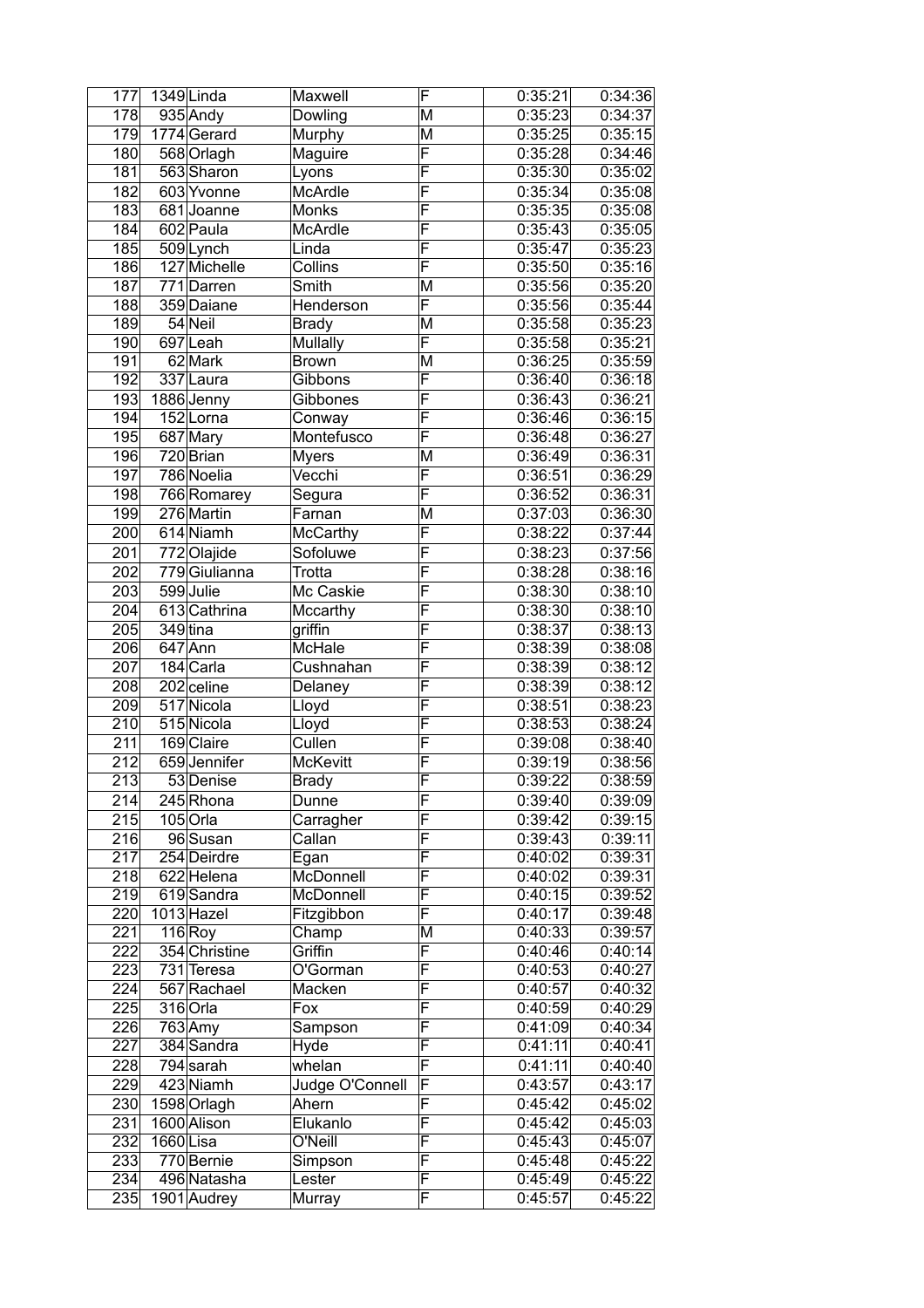| | | | | | | |
|---|---|---|---|---|---|---|
| 177 | 1349 | Linda | Maxwell | F | 0:35:21 | 0:34:36 |
| 178 | 935 | Andy | Dowling | M | 0:35:23 | 0:34:37 |
| 179 | 1774 | Gerard | Murphy | M | 0:35:25 | 0:35:15 |
| 180 | 568 | Orlagh | Maguire | F | 0:35:28 | 0:34:46 |
| 181 | 563 | Sharon | Lyons | F | 0:35:30 | 0:35:02 |
| 182 | 603 | Yvonne | McArdle | F | 0:35:34 | 0:35:08 |
| 183 | 681 | Joanne | Monks | F | 0:35:35 | 0:35:08 |
| 184 | 602 | Paula | McArdle | F | 0:35:43 | 0:35:05 |
| 185 | 509 | Lynch | Linda | F | 0:35:47 | 0:35:23 |
| 186 | 127 | Michelle | Collins | F | 0:35:50 | 0:35:16 |
| 187 | 771 | Darren | Smith | M | 0:35:56 | 0:35:20 |
| 188 | 359 | Daiane | Henderson | F | 0:35:56 | 0:35:44 |
| 189 | 54 | Neil | Brady | M | 0:35:58 | 0:35:23 |
| 190 | 697 | Leah | Mullally | F | 0:35:58 | 0:35:21 |
| 191 | 62 | Mark | Brown | M | 0:36:25 | 0:35:59 |
| 192 | 337 | Laura | Gibbons | F | 0:36:40 | 0:36:18 |
| 193 | 1886 | Jenny | Gibbones | F | 0:36:43 | 0:36:21 |
| 194 | 152 | Lorna | Conway | F | 0:36:46 | 0:36:15 |
| 195 | 687 | Mary | Montefusco | F | 0:36:48 | 0:36:27 |
| 196 | 720 | Brian | Myers | M | 0:36:49 | 0:36:31 |
| 197 | 786 | Noelia | Vecchi | F | 0:36:51 | 0:36:29 |
| 198 | 766 | Romarey | Segura | F | 0:36:52 | 0:36:31 |
| 199 | 276 | Martin | Farnan | M | 0:37:03 | 0:36:30 |
| 200 | 614 | Niamh | McCarthy | F | 0:38:22 | 0:37:44 |
| 201 | 772 | Olajide | Sofoluwe | F | 0:38:23 | 0:37:56 |
| 202 | 779 | Giulianna | Trotta | F | 0:38:28 | 0:38:16 |
| 203 | 599 | Julie | Mc Caskie | F | 0:38:30 | 0:38:10 |
| 204 | 613 | Cathrina | Mccarthy | F | 0:38:30 | 0:38:10 |
| 205 | 349 | tina | griffin | F | 0:38:37 | 0:38:13 |
| 206 | 647 | Ann | McHale | F | 0:38:39 | 0:38:08 |
| 207 | 184 | Carla | Cushnahan | F | 0:38:39 | 0:38:12 |
| 208 | 202 | celine | Delaney | F | 0:38:39 | 0:38:12 |
| 209 | 517 | Nicola | Lloyd | F | 0:38:51 | 0:38:23 |
| 210 | 515 | Nicola | Lloyd | F | 0:38:53 | 0:38:24 |
| 211 | 169 | Claire | Cullen | F | 0:39:08 | 0:38:40 |
| 212 | 659 | Jennifer | McKevitt | F | 0:39:19 | 0:38:56 |
| 213 | 53 | Denise | Brady | F | 0:39:22 | 0:38:59 |
| 214 | 245 | Rhona | Dunne | F | 0:39:40 | 0:39:09 |
| 215 | 105 | Orla | Carragher | F | 0:39:42 | 0:39:15 |
| 216 | 96 | Susan | Callan | F | 0:39:43 | 0:39:11 |
| 217 | 254 | Deirdre | Egan | F | 0:40:02 | 0:39:31 |
| 218 | 622 | Helena | McDonnell | F | 0:40:02 | 0:39:31 |
| 219 | 619 | Sandra | McDonnell | F | 0:40:15 | 0:39:52 |
| 220 | 1013 | Hazel | Fitzgibbon | F | 0:40:17 | 0:39:48 |
| 221 | 116 | Roy | Champ | M | 0:40:33 | 0:39:57 |
| 222 | 354 | Christine | Griffin | F | 0:40:46 | 0:40:14 |
| 223 | 731 | Teresa | O'Gorman | F | 0:40:53 | 0:40:27 |
| 224 | 567 | Rachael | Macken | F | 0:40:57 | 0:40:32 |
| 225 | 316 | Orla | Fox | F | 0:40:59 | 0:40:29 |
| 226 | 763 | Amy | Sampson | F | 0:41:09 | 0:40:34 |
| 227 | 384 | Sandra | Hyde | F | 0:41:11 | 0:40:41 |
| 228 | 794 | sarah | whelan | F | 0:41:11 | 0:40:40 |
| 229 | 423 | Niamh | Judge O'Connell | F | 0:43:57 | 0:43:17 |
| 230 | 1598 | Orlagh | Ahern | F | 0:45:42 | 0:45:02 |
| 231 | 1600 | Alison | Elukanlo | F | 0:45:42 | 0:45:03 |
| 232 | 1660 | Lisa | O'Neill | F | 0:45:43 | 0:45:07 |
| 233 | 770 | Bernie | Simpson | F | 0:45:48 | 0:45:22 |
| 234 | 496 | Natasha | Lester | F | 0:45:49 | 0:45:22 |
| 235 | 1901 | Audrey | Murray | F | 0:45:57 | 0:45:22 |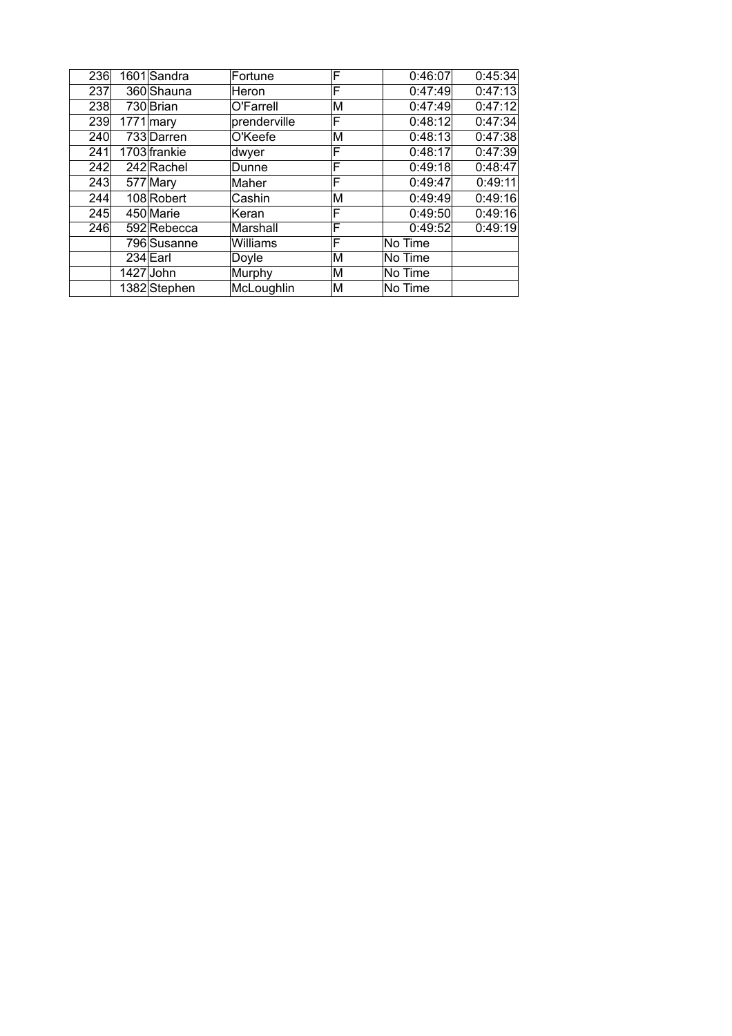| | | | | | | |
|---|---|---|---|---|---|---|
| 236 | 1601 | Sandra | Fortune | F | 0:46:07 | 0:45:34 |
| 237 | 360 | Shauna | Heron | F | 0:47:49 | 0:47:13 |
| 238 | 730 | Brian | O'Farrell | M | 0:47:49 | 0:47:12 |
| 239 | 1771 | mary | prenderville | F | 0:48:12 | 0:47:34 |
| 240 | 733 | Darren | O'Keefe | M | 0:48:13 | 0:47:38 |
| 241 | 1703 | frankie | dwyer | F | 0:48:17 | 0:47:39 |
| 242 | 242 | Rachel | Dunne | F | 0:49:18 | 0:48:47 |
| 243 | 577 | Mary | Maher | F | 0:49:47 | 0:49:11 |
| 244 | 108 | Robert | Cashin | M | 0:49:49 | 0:49:16 |
| 245 | 450 | Marie | Keran | F | 0:49:50 | 0:49:16 |
| 246 | 592 | Rebecca | Marshall | F | 0:49:52 | 0:49:19 |
| | 796 | Susanne | Williams | F | No Time | |
| | 234 | Earl | Doyle | M | No Time | |
| | 1427 | John | Murphy | M | No Time | |
| | 1382 | Stephen | McLoughlin | M | No Time | |